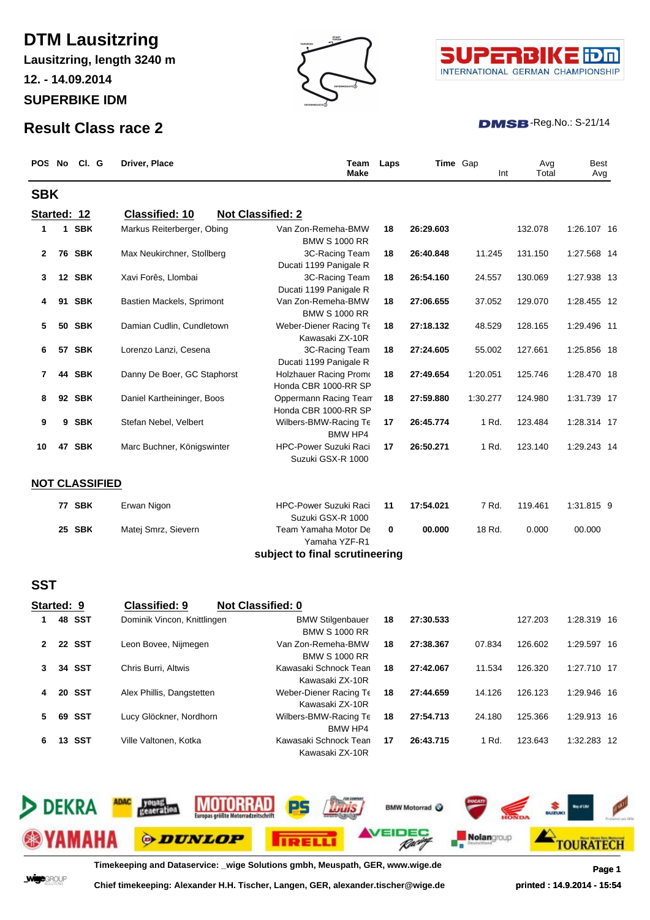# DTM Lausitzring

**Lausitzring, length 3240 m**

**12. - 14.09.2014**

**SUPERBIKE IDM**

## Result Class race 2

DMSB-Reg.No.: S-21/14

### SBK

**Started: 12** | **Classified: 10** | **Not Classified: 2**

| POS | No | Cl. | G | Driver, Place | Team / Make | Laps | Time | Gap / Int | Avg Total | Best | Avg |
|---|---|---|---|---|---|---|---|---|---|---|---|
| 1 | 1 | SBK | | Markus Reiterberger, Obing | Van Zon-Remeha-BMW / BMW S 1000 RR | 18 | 26:29.603 | | 132.078 | 1:26.107 | 16 |
| 2 | 76 | SBK | | Max Neukirchner, Stollberg | 3C-Racing Team / Ducati 1199 Panigale R | 18 | 26:40.848 | 11.245 | 131.150 | 1:27.568 | 14 |
| 3 | 12 | SBK | | Xavi Forês, Llombai | 3C-Racing Team / Ducati 1199 Panigale R | 18 | 26:54.160 | 24.557 | 130.069 | 1:27.938 | 13 |
| 4 | 91 | SBK | | Bastien Mackels, Sprimont | Van Zon-Remeha-BMW / BMW S 1000 RR | 18 | 27:06.655 | 37.052 | 129.070 | 1:28.455 | 12 |
| 5 | 50 | SBK | | Damian Cudlin, Cundletown | Weber-Diener Racing Te / Kawasaki ZX-10R | 18 | 27:18.132 | 48.529 | 128.165 | 1:29.496 | 11 |
| 6 | 57 | SBK | | Lorenzo Lanzi, Cesena | 3C-Racing Team / Ducati 1199 Panigale R | 18 | 27:24.605 | 55.002 | 127.661 | 1:25.856 | 18 |
| 7 | 44 | SBK | | Danny De Boer, GC Staphorst | Holzhauer Racing Promo / Honda CBR 1000-RR SP | 18 | 27:49.654 | 1:20.051 | 125.746 | 1:28.470 | 18 |
| 8 | 92 | SBK | | Daniel Kartheininger, Boos | Oppermann Racing Team / Honda CBR 1000-RR SP | 18 | 27:59.880 | 1:30.277 | 124.980 | 1:31.739 | 17 |
| 9 | 9 | SBK | | Stefan Nebel, Velbert | Wilbers-BMW-Racing Te / BMW HP4 | 17 | 26:45.774 | 1 Rd. | 123.484 | 1:28.314 | 17 |
| 10 | 47 | SBK | | Marc Buchner, Königswinter | HPC-Power Suzuki Raci / Suzuki GSX-R 1000 | 17 | 26:50.271 | 1 Rd. | 123.140 | 1:29.243 | 14 |

**NOT CLASSIFIED**

| POS | No | Cl. | G | Driver, Place | Team / Make | Laps | Time | Gap / Int | Avg Total | Best | Avg |
|---|---|---|---|---|---|---|---|---|---|---|---|
| | 77 | SBK | | Erwan Nigon | HPC-Power Suzuki Raci / Suzuki GSX-R 1000 | 11 | 17:54.021 | 7 Rd. | 119.461 | 1:31.815 | 9 |
| | 25 | SBK | | Matej Smrz, Sievern | Team Yamaha Motor De / Yamaha YZF-R1 | 0 | 00.000 | 18 Rd. | 0.000 | 00.000 | |

**subject to final scrutineering**

### SST

**Started: 9** | **Classified: 9** | **Not Classified: 0**

| POS | No | Cl. | G | Driver, Place | Team / Make | Laps | Time | Gap / Int | Avg Total | Best | Avg |
|---|---|---|---|---|---|---|---|---|---|---|---|
| 1 | 48 | SST | | Dominik Vincon, Knittlingen | BMW Stilgenbauer / BMW S 1000 RR | 18 | 27:30.533 | | 127.203 | 1:28.319 | 16 |
| 2 | 22 | SST | | Leon Bovee, Nijmegen | Van Zon-Remeha-BMW / BMW S 1000 RR | 18 | 27:38.367 | 07.834 | 126.602 | 1:29.597 | 16 |
| 3 | 34 | SST | | Chris Burri, Altwis | Kawasaki Schnock Tean / Kawasaki ZX-10R | 18 | 27:42.067 | 11.534 | 126.320 | 1:27.710 | 17 |
| 4 | 20 | SST | | Alex Phillis, Dangstetten | Weber-Diener Racing Te / Kawasaki ZX-10R | 18 | 27:44.659 | 14.126 | 126.123 | 1:29.946 | 16 |
| 5 | 69 | SST | | Lucy Glöckner, Nordhorn | Wilbers-BMW-Racing Te / BMW HP4 | 18 | 27:54.713 | 24.180 | 125.366 | 1:29.913 | 16 |
| 6 | 13 | SST | | Ville Valtonen, Kotka | Kawasaki Schnock Tean / Kawasaki ZX-10R | 17 | 26:43.715 | 1 Rd. | 123.643 | 1:32.283 | 12 |

Timekeeping and Dataservice: _wige Solutions gmbh, Meuspath, GER, www.wige.de

Chief timekeeping: Alexander H.H. Tischer, Langen, GER, alexander.tischer@wige.de

printed : 14.9.2014 - 15:54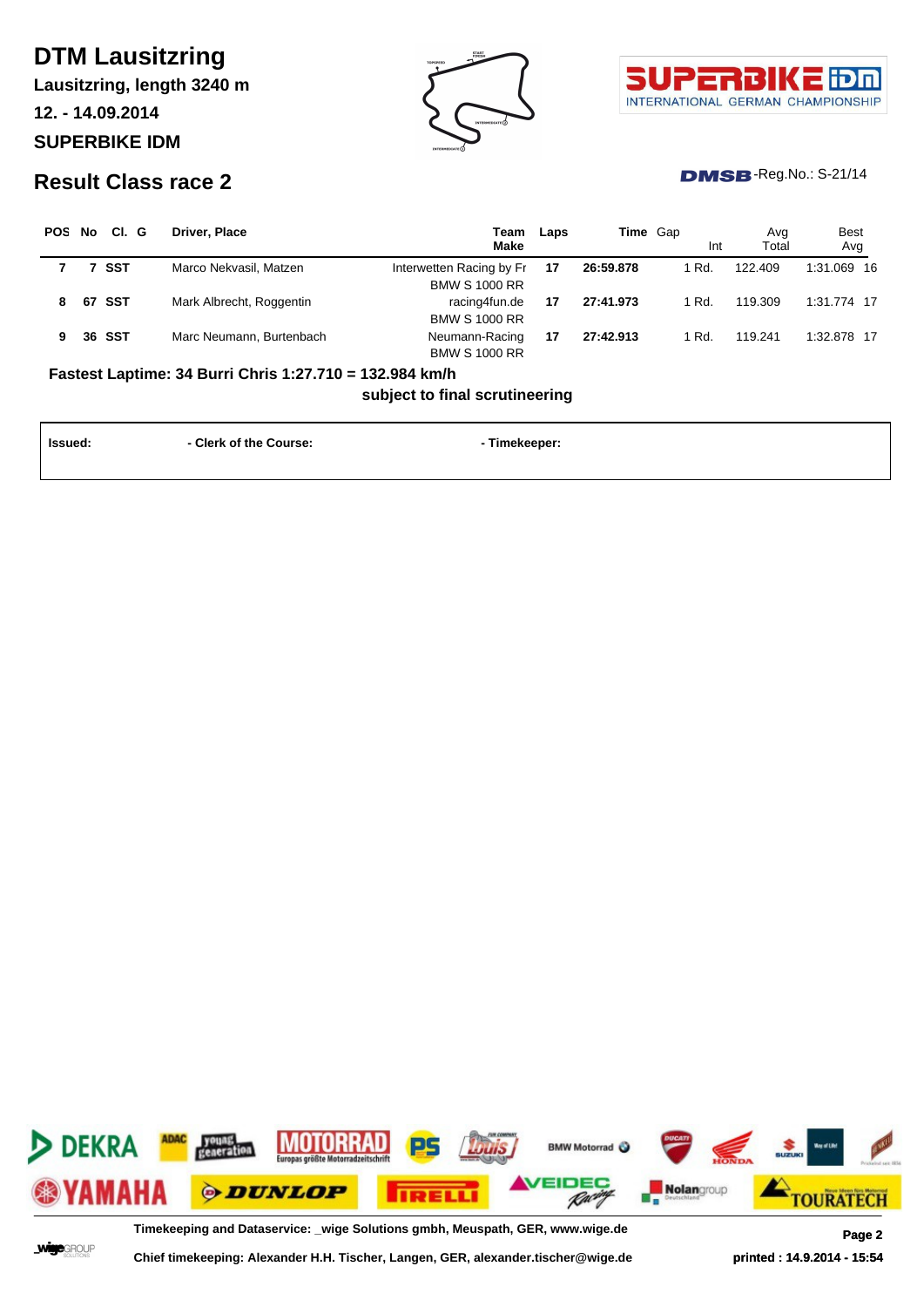# DTM Lausitzring

**Lausitzring, length 3240 m**

**12. - 14.09.2014**

**SUPERBIKE IDM**

## Result Class race 2

DMSB-Reg.No.: S-21/14

| POS | No | Cl. | G | Driver, Place | Team Make | Laps | Time | Gap | Int | Avg Total | Best Avg | |
|---|---|---|---|---|---|---|---|---|---|---|---|---|
| 7 | 7 | SST | | Marco Nekvasil, Matzen | Interwetten Racing by Fr BMW S 1000 RR | 17 | 26:59.878 | | 1 Rd. | 122.409 | 1:31.069 | 16 |
| 8 | 67 | SST | | Mark Albrecht, Roggentin | racing4fun.de BMW S 1000 RR | 17 | 27:41.973 | | 1 Rd. | 119.309 | 1:31.774 | 17 |
| 9 | 36 | SST | | Marc Neumann, Burtenbach | Neumann-Racing BMW S 1000 RR | 17 | 27:42.913 | | 1 Rd. | 119.241 | 1:32.878 | 17 |

**Fastest Laptime: 34 Burri Chris 1:27.710 = 132.984 km/h**

**subject to final scrutineering**

**Issued:** **- Clerk of the Course:** **- Timekeeper:**

**Timekeeping and Dataservice: _wige Solutions gmbh, Meuspath, GER, www.wige.de**

**Chief timekeeping: Alexander H.H. Tischer, Langen, GER, alexander.tischer@wige.de**

**printed : 14.9.2014 - 15:54**